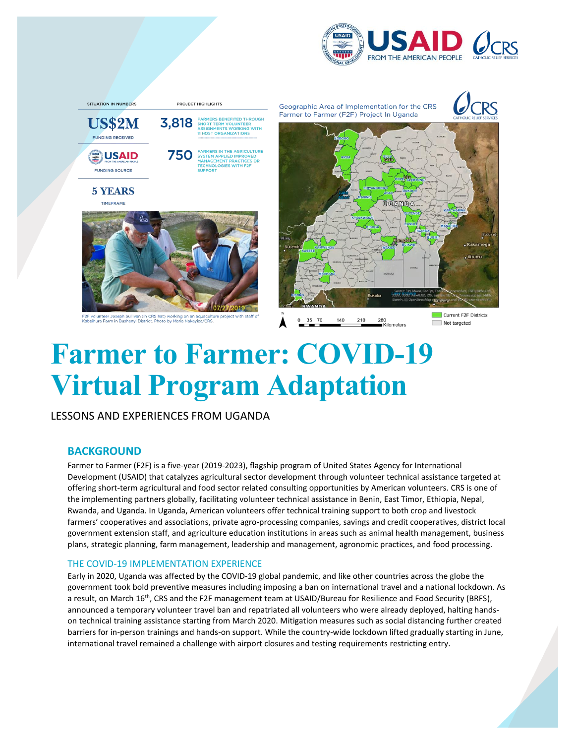SITUATION IN NUMBERS

**US$2M**
FUNDING RECEIVED

**USAID**
FUNDING SOURCE

**5 YEARS**
TIMEFRAME

PROJECT HIGHLIGHTS

**3,818** FARMERS BENEFITED THROUGH SHORT TERM VOLUNTEER ASSIGNMENTS WORKING WITH 11 HOST ORGANIZATIONS

**750** FARMERS IN THE AGRICULTURE SYSTEM APPLIED IMPROVED MANAGEMENT PRACTICES OR TECHNOLOGIES WITH F2F SUPPORT

F2F volunteer Joseph Sullivan (in CRS hat) working on an aquaculture project with staff of Kabeihura Farm in Bushenyi District. Photo by Maria Nakayiza/CRS.

Geographic Area of Implementation for the CRS Farmer to Farmer (F2F) Project In Uganda

Current F2F Districts
Not targeted

# Farmer to Farmer: COVID-19 Virtual Program Adaptation

LESSONS AND EXPERIENCES FROM UGANDA

## BACKGROUND

Farmer to Farmer (F2F) is a five-year (2019-2023), flagship program of United States Agency for International Development (USAID) that catalyzes agricultural sector development through volunteer technical assistance targeted at offering short-term agricultural and food sector related consulting opportunities by American volunteers. CRS is one of the implementing partners globally, facilitating volunteer technical assistance in Benin, East Timor, Ethiopia, Nepal, Rwanda, and Uganda. In Uganda, American volunteers offer technical training support to both crop and livestock farmers' cooperatives and associations, private agro-processing companies, savings and credit cooperatives, district local government extension staff, and agriculture education institutions in areas such as animal health management, business plans, strategic planning, farm management, leadership and management, agronomic practices, and food processing.

### THE COVID-19 IMPLEMENTATION EXPERIENCE

Early in 2020, Uganda was affected by the COVID-19 global pandemic, and like other countries across the globe the government took bold preventive measures including imposing a ban on international travel and a national lockdown. As a result, on March 16th, CRS and the F2F management team at USAID/Bureau for Resilience and Food Security (BRFS), announced a temporary volunteer travel ban and repatriated all volunteers who were already deployed, halting hands-on technical training assistance starting from March 2020. Mitigation measures such as social distancing further created barriers for in-person trainings and hands-on support. While the country-wide lockdown lifted gradually starting in June, international travel remained a challenge with airport closures and testing requirements restricting entry.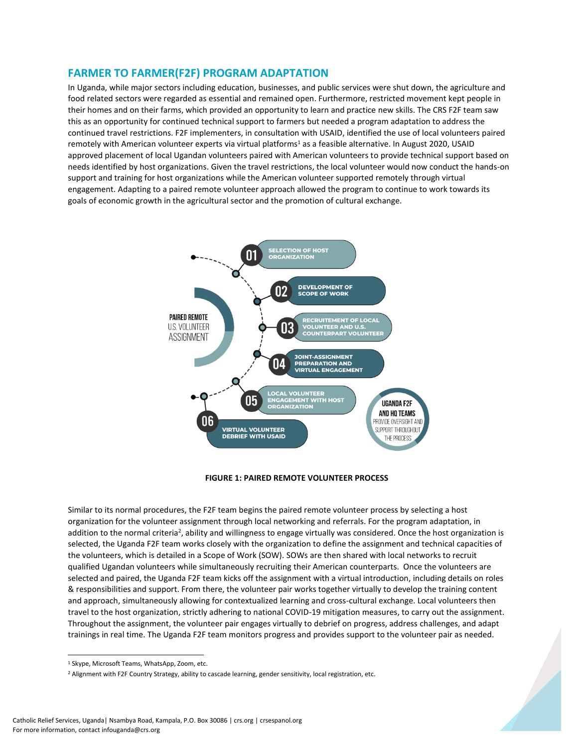## FARMER TO FARMER(F2F) PROGRAM ADAPTATION

In Uganda, while major sectors including education, businesses, and public services were shut down, the agriculture and food related sectors were regarded as essential and remained open. Furthermore, restricted movement kept people in their homes and on their farms, which provided an opportunity to learn and practice new skills. The CRS F2F team saw this as an opportunity for continued technical support to farmers but needed a program adaptation to address the continued travel restrictions. F2F implementers, in consultation with USAID, identified the use of local volunteers paired remotely with American volunteer experts via virtual platforms[1] as a feasible alternative. In August 2020, USAID approved placement of local Ugandan volunteers paired with American volunteers to provide technical support based on needs identified by host organizations. Given the travel restrictions, the local volunteer would now conduct the hands-on support and training for host organizations while the American volunteer supported remotely through virtual engagement. Adapting to a paired remote volunteer approach allowed the program to continue to work towards its goals of economic growth in the agricultural sector and the promotion of cultural exchange.

PAIRED REMOTE U.S. VOLUNTEER ASSIGNMENT

- 01 SELECTION OF HOST ORGANIZATION
- 02 DEVELOPMENT OF SCOPE OF WORK
- 03 RECRUITEMENT OF LOCAL VOLUNTEER AND U.S. COUNTERPART VOLUNTEER
- 04 JOINT-ASSIGNMENT PREPARATION AND VIRTUAL ENGAGEMENT
- 05 LOCAL VOLUNTEER ENGAGEMENT WITH HOST ORGANIZATION
- 06 VIRTUAL VOLUNTEER DEBRIEF WITH USAID

UGANDA F2F AND HQ TEAMS PROVIDE OVERSIGHT AND SUPPORT THROUGHOUT THE PROCESS

**FIGURE 1: PAIRED REMOTE VOLUNTEER PROCESS**

Similar to its normal procedures, the F2F team begins the paired remote volunteer process by selecting a host organization for the volunteer assignment through local networking and referrals. For the program adaptation, in addition to the normal criteria[2], ability and willingness to engage virtually was considered. Once the host organization is selected, the Uganda F2F team works closely with the organization to define the assignment and technical capacities of the volunteers, which is detailed in a Scope of Work (SOW). SOWs are then shared with local networks to recruit qualified Ugandan volunteers while simultaneously recruiting their American counterparts. Once the volunteers are selected and paired, the Uganda F2F team kicks off the assignment with a virtual introduction, including details on roles & responsibilities and support. From there, the volunteer pair works together virtually to develop the training content and approach, simultaneously allowing for contextualized learning and cross-cultural exchange. Local volunteers then travel to the host organization, strictly adhering to national COVID-19 mitigation measures, to carry out the assignment. Throughout the assignment, the volunteer pair engages virtually to debrief on progress, address challenges, and adapt trainings in real time. The Uganda F2F team monitors progress and provides support to the volunteer pair as needed.

[1] Skype, Microsoft Teams, WhatsApp, Zoom, etc.

[2] Alignment with F2F Country Strategy, ability to cascade learning, gender sensitivity, local registration, etc.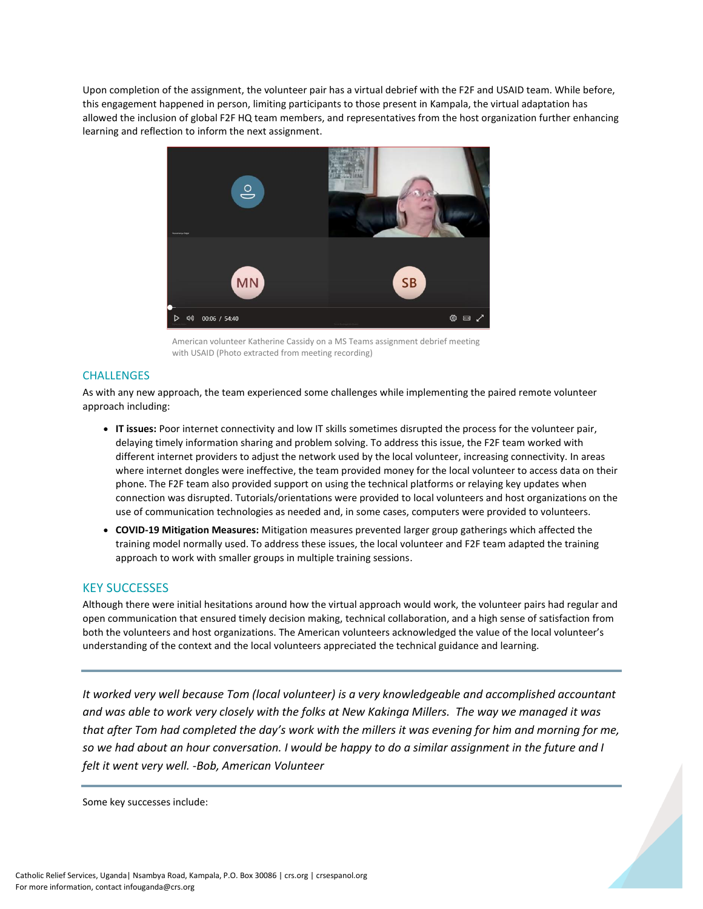Upon completion of the assignment, the volunteer pair has a virtual debrief with the F2F and USAID team. While before, this engagement happened in person, limiting participants to those present in Kampala, the virtual adaptation has allowed the inclusion of global F2F HQ team members, and representatives from the host organization further enhancing learning and reflection to inform the next assignment.

American volunteer Katherine Cassidy on a MS Teams assignment debrief meeting with USAID (Photo extracted from meeting recording)

## CHALLENGES

As with any new approach, the team experienced some challenges while implementing the paired remote volunteer approach including:

- **IT issues:** Poor internet connectivity and low IT skills sometimes disrupted the process for the volunteer pair, delaying timely information sharing and problem solving. To address this issue, the F2F team worked with different internet providers to adjust the network used by the local volunteer, increasing connectivity. In areas where internet dongles were ineffective, the team provided money for the local volunteer to access data on their phone. The F2F team also provided support on using the technical platforms or relaying key updates when connection was disrupted. Tutorials/orientations were provided to local volunteers and host organizations on the use of communication technologies as needed and, in some cases, computers were provided to volunteers.
- **COVID-19 Mitigation Measures:** Mitigation measures prevented larger group gatherings which affected the training model normally used. To address these issues, the local volunteer and F2F team adapted the training approach to work with smaller groups in multiple training sessions.

## KEY SUCCESSES

Although there were initial hesitations around how the virtual approach would work, the volunteer pairs had regular and open communication that ensured timely decision making, technical collaboration, and a high sense of satisfaction from both the volunteers and host organizations. The American volunteers acknowledged the value of the local volunteer's understanding of the context and the local volunteers appreciated the technical guidance and learning.

---

*It worked very well because Tom (local volunteer) is a very knowledgeable and accomplished accountant and was able to work very closely with the folks at New Kakinga Millers. The way we managed it was that after Tom had completed the day's work with the millers it was evening for him and morning for me, so we had about an hour conversation. I would be happy to do a similar assignment in the future and I felt it went very well. -Bob, American Volunteer*

---

Some key successes include: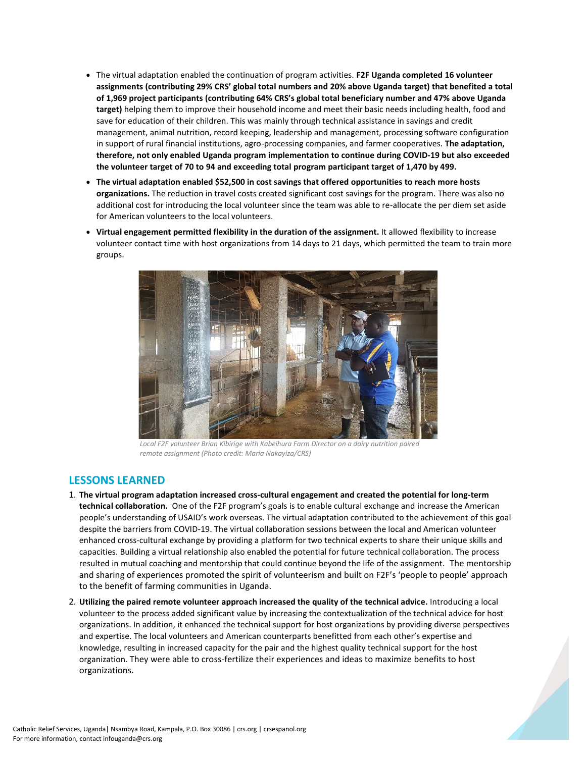- The virtual adaptation enabled the continuation of program activities. **F2F Uganda completed 16 volunteer assignments (contributing 29% CRS' global total numbers and 20% above Uganda target) that benefited a total of 1,969 project participants (contributing 64% CRS's global total beneficiary number and 47% above Uganda target)** helping them to improve their household income and meet their basic needs including health, food and save for education of their children. This was mainly through technical assistance in savings and credit management, animal nutrition, record keeping, leadership and management, processing software configuration in support of rural financial institutions, agro-processing companies, and farmer cooperatives. **The adaptation, therefore, not only enabled Uganda program implementation to continue during COVID-19 but also exceeded the volunteer target of 70 to 94 and exceeding total program participant target of 1,470 by 499.**
- **The virtual adaptation enabled $52,500 in cost savings that offered opportunities to reach more hosts organizations.** The reduction in travel costs created significant cost savings for the program. There was also no additional cost for introducing the local volunteer since the team was able to re-allocate the per diem set aside for American volunteers to the local volunteers.
- **Virtual engagement permitted flexibility in the duration of the assignment.** It allowed flexibility to increase volunteer contact time with host organizations from 14 days to 21 days, which permitted the team to train more groups.

*Local F2F volunteer Brian Kibirige with Kabeihura Farm Director on a dairy nutrition paired remote assignment (Photo credit: Maria Nakayiza/CRS)*

## LESSONS LEARNED

1. **The virtual program adaptation increased cross-cultural engagement and created the potential for long-term technical collaboration.** One of the F2F program's goals is to enable cultural exchange and increase the American people's understanding of USAID's work overseas. The virtual adaptation contributed to the achievement of this goal despite the barriers from COVID-19. The virtual collaboration sessions between the local and American volunteer enhanced cross-cultural exchange by providing a platform for two technical experts to share their unique skills and capacities. Building a virtual relationship also enabled the potential for future technical collaboration. The process resulted in mutual coaching and mentorship that could continue beyond the life of the assignment. The mentorship and sharing of experiences promoted the spirit of volunteerism and built on F2F's 'people to people' approach to the benefit of farming communities in Uganda.
2. **Utilizing the paired remote volunteer approach increased the quality of the technical advice.** Introducing a local volunteer to the process added significant value by increasing the contextualization of the technical advice for host organizations. In addition, it enhanced the technical support for host organizations by providing diverse perspectives and expertise. The local volunteers and American counterparts benefitted from each other's expertise and knowledge, resulting in increased capacity for the pair and the highest quality technical support for the host organization. They were able to cross-fertilize their experiences and ideas to maximize benefits to host organizations.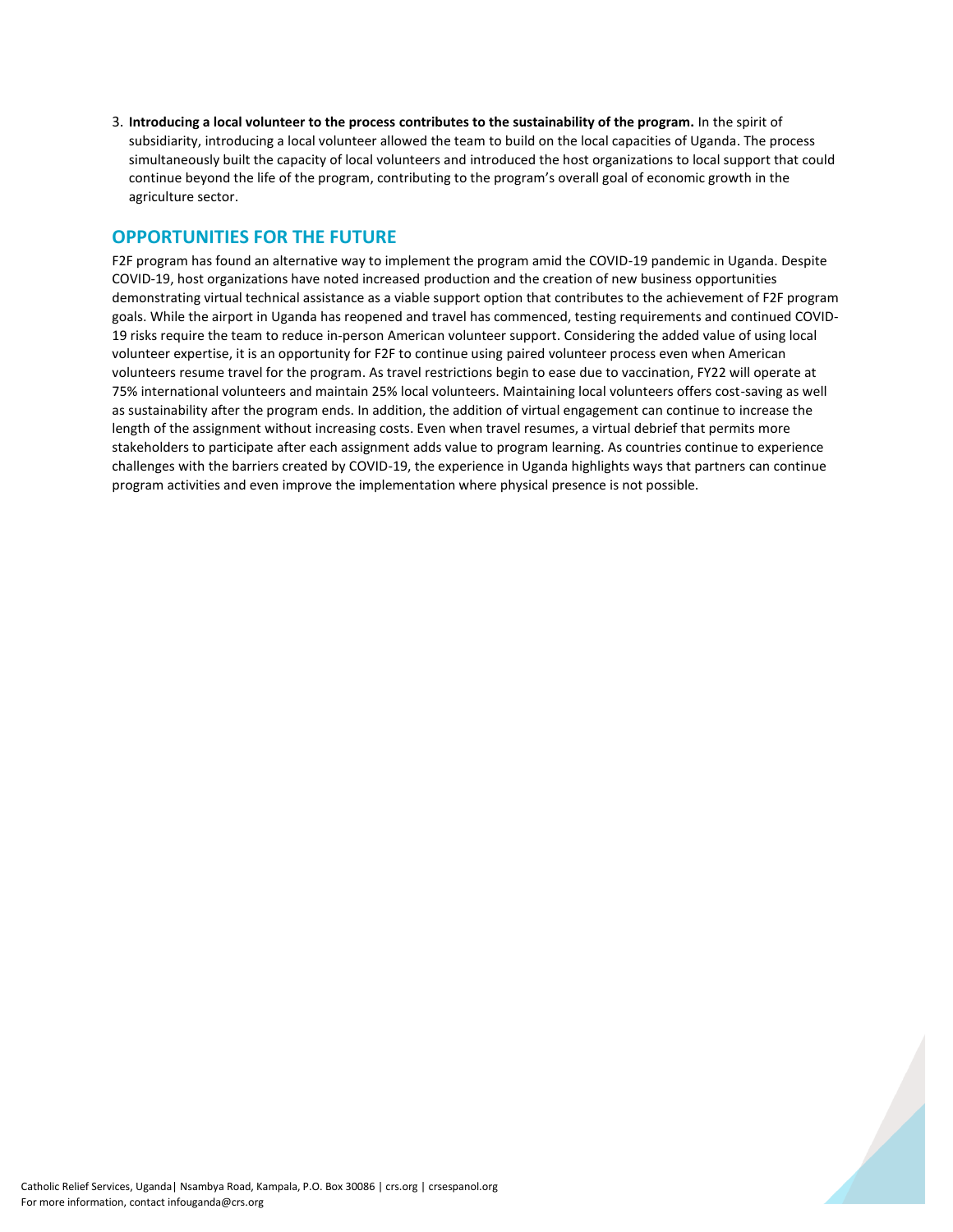3. **Introducing a local volunteer to the process contributes to the sustainability of the program.** In the spirit of subsidiarity, introducing a local volunteer allowed the team to build on the local capacities of Uganda. The process simultaneously built the capacity of local volunteers and introduced the host organizations to local support that could continue beyond the life of the program, contributing to the program's overall goal of economic growth in the agriculture sector.

## OPPORTUNITIES FOR THE FUTURE

F2F program has found an alternative way to implement the program amid the COVID-19 pandemic in Uganda. Despite COVID-19, host organizations have noted increased production and the creation of new business opportunities demonstrating virtual technical assistance as a viable support option that contributes to the achievement of F2F program goals. While the airport in Uganda has reopened and travel has commenced, testing requirements and continued COVID-19 risks require the team to reduce in-person American volunteer support. Considering the added value of using local volunteer expertise, it is an opportunity for F2F to continue using paired volunteer process even when American volunteers resume travel for the program. As travel restrictions begin to ease due to vaccination, FY22 will operate at 75% international volunteers and maintain 25% local volunteers. Maintaining local volunteers offers cost-saving as well as sustainability after the program ends. In addition, the addition of virtual engagement can continue to increase the length of the assignment without increasing costs. Even when travel resumes, a virtual debrief that permits more stakeholders to participate after each assignment adds value to program learning. As countries continue to experience challenges with the barriers created by COVID-19, the experience in Uganda highlights ways that partners can continue program activities and even improve the implementation where physical presence is not possible.

Catholic Relief Services, Uganda| Nsambya Road, Kampala, P.O. Box 30086 | crs.org | crsespanol.org
For more information, contact infouganda@crs.org